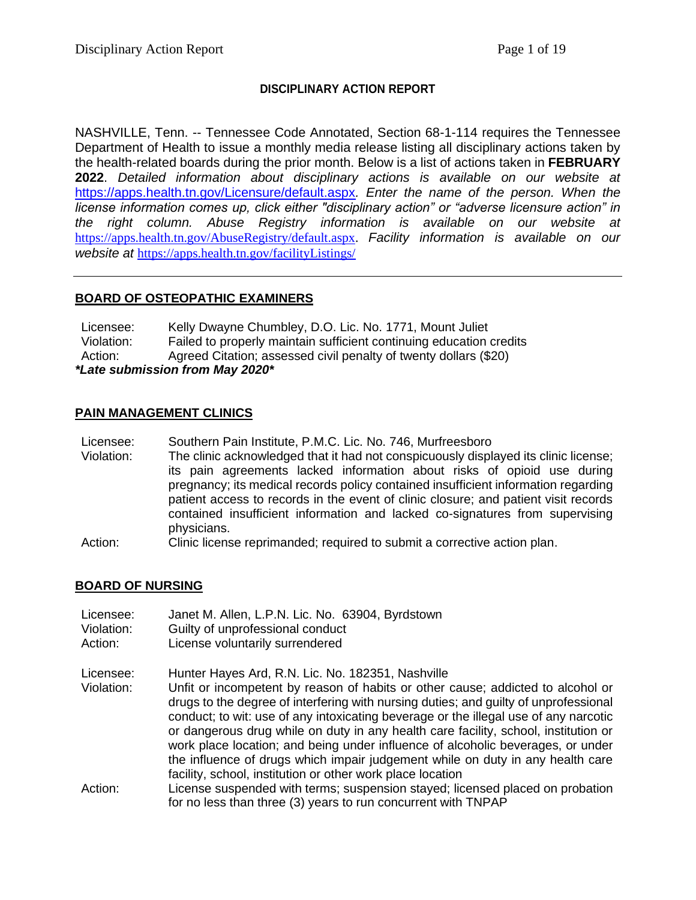# DISCIPLINARY ACTION REPORT

NASHVILLE, Tenn. -- Tennessee Code Annotated, Section 68-1-114 requires the Tennessee Department of Health to issue a monthly media release listing all disciplinary actions taken by the health-related boards during the prior month. Below is a list of actions taken in **FEBRUARY 2022**. *Detailed information about disciplinary actions is available on our website at* https://apps.health.tn.gov/Licensure/default.aspx*. Enter the name of the person. When the license information comes up, click either "disciplinary action" or "adverse licensure action" in the right column. Abuse Registry information is available on our website at* https://apps.health.tn.gov/AbuseRegistry/default.aspx. *Facility information is available on our website at* https://apps.health.tn.gov/facilityListings/

---

## BOARD OF OSTEOPATHIC EXAMINERS

Licensee: Kelly Dwayne Chumbley, D.O. Lic. No. 1771, Mount Juliet
Violation: Failed to properly maintain sufficient continuing education credits
Action: Agreed Citation; assessed civil penalty of twenty dollars ($20)
***Late submission from May 2020***

## PAIN MANAGEMENT CLINICS

Licensee: Southern Pain Institute, P.M.C. Lic. No. 746, Murfreesboro
Violation: The clinic acknowledged that it had not conspicuously displayed its clinic license; its pain agreements lacked information about risks of opioid use during pregnancy; its medical records policy contained insufficient information regarding patient access to records in the event of clinic closure; and patient visit records contained insufficient information and lacked co-signatures from supervising physicians.
Action: Clinic license reprimanded; required to submit a corrective action plan.

## BOARD OF NURSING

Licensee: Janet M. Allen, L.P.N. Lic. No. 63904, Byrdstown
Violation: Guilty of unprofessional conduct
Action: License voluntarily surrendered

Licensee: Hunter Hayes Ard, R.N. Lic. No. 182351, Nashville
Violation: Unfit or incompetent by reason of habits or other cause; addicted to alcohol or drugs to the degree of interfering with nursing duties; and guilty of unprofessional conduct; to wit: use of any intoxicating beverage or the illegal use of any narcotic or dangerous drug while on duty in any health care facility, school, institution or work place location; and being under influence of alcoholic beverages, or under the influence of drugs which impair judgement while on duty in any health care facility, school, institution or other work place location
Action: License suspended with terms; suspension stayed; licensed placed on probation for no less than three (3) years to run concurrent with TNPAP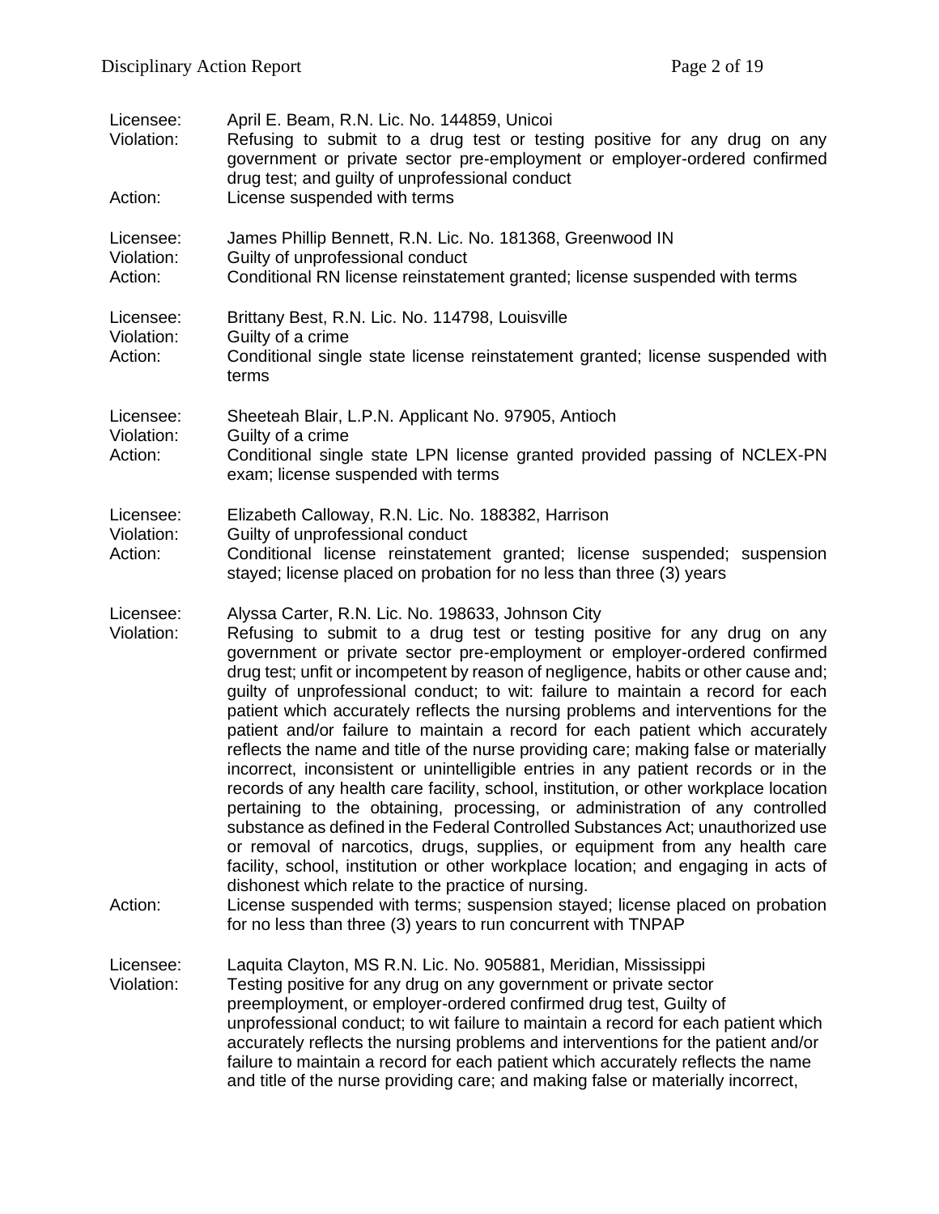Licensee: April E. Beam, R.N. Lic. No. 144859, Unicoi
Violation: Refusing to submit to a drug test or testing positive for any drug on any government or private sector pre-employment or employer-ordered confirmed drug test; and guilty of unprofessional conduct
Action: License suspended with terms

Licensee: James Phillip Bennett, R.N. Lic. No. 181368, Greenwood IN
Violation: Guilty of unprofessional conduct
Action: Conditional RN license reinstatement granted; license suspended with terms

Licensee: Brittany Best, R.N. Lic. No. 114798, Louisville
Violation: Guilty of a crime
Action: Conditional single state license reinstatement granted; license suspended with terms

Licensee: Sheeteah Blair, L.P.N. Applicant No. 97905, Antioch
Violation: Guilty of a crime
Action: Conditional single state LPN license granted provided passing of NCLEX-PN exam; license suspended with terms

Licensee: Elizabeth Calloway, R.N. Lic. No. 188382, Harrison
Violation: Guilty of unprofessional conduct
Action: Conditional license reinstatement granted; license suspended; suspension stayed; license placed on probation for no less than three (3) years

Licensee: Alyssa Carter, R.N. Lic. No. 198633, Johnson City
Violation: Refusing to submit to a drug test or testing positive for any drug on any government or private sector pre-employment or employer-ordered confirmed drug test; unfit or incompetent by reason of negligence, habits or other cause and; guilty of unprofessional conduct; to wit: failure to maintain a record for each patient which accurately reflects the nursing problems and interventions for the patient and/or failure to maintain a record for each patient which accurately reflects the name and title of the nurse providing care; making false or materially incorrect, inconsistent or unintelligible entries in any patient records or in the records of any health care facility, school, institution, or other workplace location pertaining to the obtaining, processing, or administration of any controlled substance as defined in the Federal Controlled Substances Act; unauthorized use or removal of narcotics, drugs, supplies, or equipment from any health care facility, school, institution or other workplace location; and engaging in acts of dishonest which relate to the practice of nursing.
Action: License suspended with terms; suspension stayed; license placed on probation for no less than three (3) years to run concurrent with TNPAP

Licensee: Laquita Clayton, MS R.N. Lic. No. 905881, Meridian, Mississippi
Violation: Testing positive for any drug on any government or private sector preemployment, or employer-ordered confirmed drug test, Guilty of unprofessional conduct; to wit failure to maintain a record for each patient which accurately reflects the nursing problems and interventions for the patient and/or failure to maintain a record for each patient which accurately reflects the name and title of the nurse providing care; and making false or materially incorrect,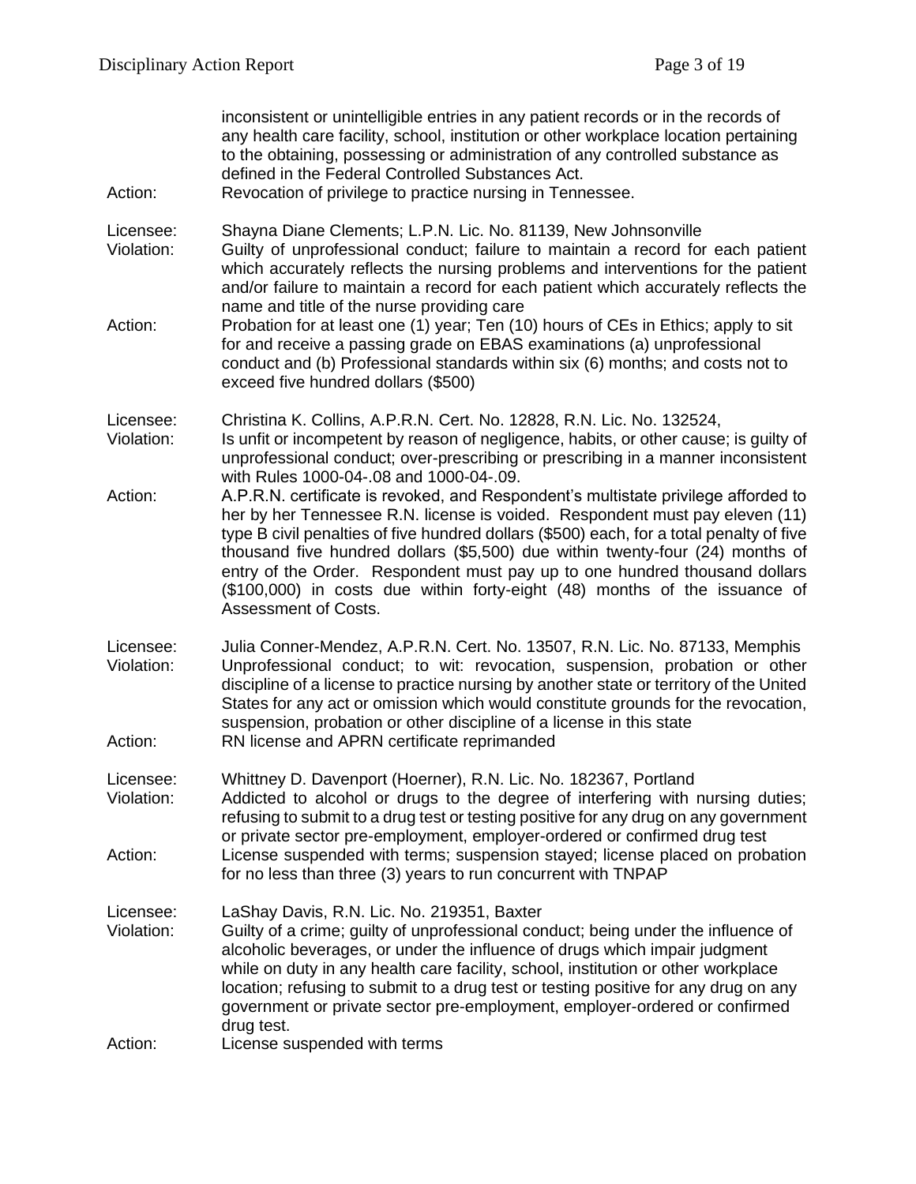inconsistent or unintelligible entries in any patient records or in the records of any health care facility, school, institution or other workplace location pertaining to the obtaining, possessing or administration of any controlled substance as defined in the Federal Controlled Substances Act.

Action: Revocation of privilege to practice nursing in Tennessee.

Licensee: Shayna Diane Clements; L.P.N. Lic. No. 81139, New Johnsonville

Violation: Guilty of unprofessional conduct; failure to maintain a record for each patient which accurately reflects the nursing problems and interventions for the patient and/or failure to maintain a record for each patient which accurately reflects the name and title of the nurse providing care

Action: Probation for at least one (1) year; Ten (10) hours of CEs in Ethics; apply to sit for and receive a passing grade on EBAS examinations (a) unprofessional conduct and (b) Professional standards within six (6) months; and costs not to exceed five hundred dollars ($500)

Licensee: Christina K. Collins, A.P.R.N. Cert. No. 12828, R.N. Lic. No. 132524,

Violation: Is unfit or incompetent by reason of negligence, habits, or other cause; is guilty of unprofessional conduct; over-prescribing or prescribing in a manner inconsistent with Rules 1000-04-.08 and 1000-04-.09.

Action: A.P.R.N. certificate is revoked, and Respondent's multistate privilege afforded to her by her Tennessee R.N. license is voided. Respondent must pay eleven (11) type B civil penalties of five hundred dollars ($500) each, for a total penalty of five thousand five hundred dollars ($5,500) due within twenty-four (24) months of entry of the Order. Respondent must pay up to one hundred thousand dollars ($100,000) in costs due within forty-eight (48) months of the issuance of Assessment of Costs.

Licensee: Julia Conner-Mendez, A.P.R.N. Cert. No. 13507, R.N. Lic. No. 87133, Memphis

Violation: Unprofessional conduct; to wit: revocation, suspension, probation or other discipline of a license to practice nursing by another state or territory of the United States for any act or omission which would constitute grounds for the revocation, suspension, probation or other discipline of a license in this state

Action: RN license and APRN certificate reprimanded

Licensee: Whittney D. Davenport (Hoerner), R.N. Lic. No. 182367, Portland

Violation: Addicted to alcohol or drugs to the degree of interfering with nursing duties; refusing to submit to a drug test or testing positive for any drug on any government or private sector pre-employment, employer-ordered or confirmed drug test

Action: License suspended with terms; suspension stayed; license placed on probation for no less than three (3) years to run concurrent with TNPAP

Licensee: LaShay Davis, R.N. Lic. No. 219351, Baxter

Violation: Guilty of a crime; guilty of unprofessional conduct; being under the influence of alcoholic beverages, or under the influence of drugs which impair judgment while on duty in any health care facility, school, institution or other workplace location; refusing to submit to a drug test or testing positive for any drug on any government or private sector pre-employment, employer-ordered or confirmed drug test.

Action: License suspended with terms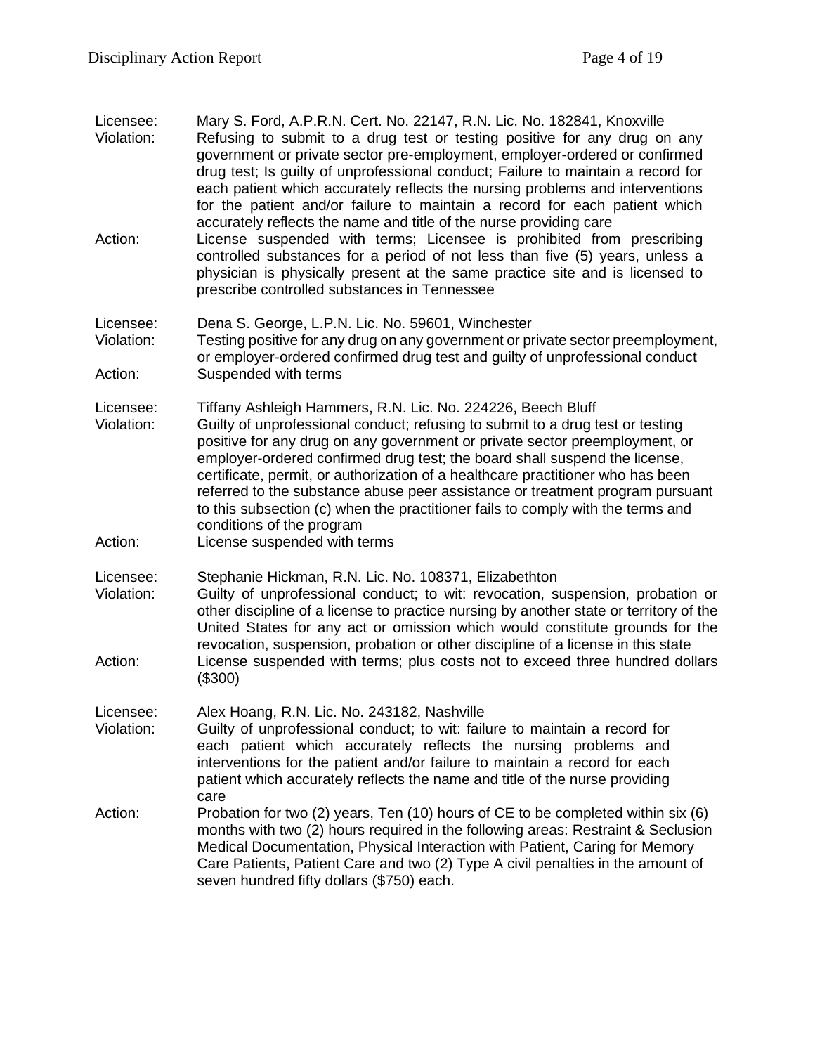Licensee: Mary S. Ford, A.P.R.N. Cert. No. 22147, R.N. Lic. No. 182841, Knoxville
Violation: Refusing to submit to a drug test or testing positive for any drug on any government or private sector pre-employment, employer-ordered or confirmed drug test; Is guilty of unprofessional conduct; Failure to maintain a record for each patient which accurately reflects the nursing problems and interventions for the patient and/or failure to maintain a record for each patient which accurately reflects the name and title of the nurse providing care
Action: License suspended with terms; Licensee is prohibited from prescribing controlled substances for a period of not less than five (5) years, unless a physician is physically present at the same practice site and is licensed to prescribe controlled substances in Tennessee

Licensee: Dena S. George, L.P.N. Lic. No. 59601, Winchester
Violation: Testing positive for any drug on any government or private sector preemployment, or employer-ordered confirmed drug test and guilty of unprofessional conduct
Action: Suspended with terms

Licensee: Tiffany Ashleigh Hammers, R.N. Lic. No. 224226, Beech Bluff
Violation: Guilty of unprofessional conduct; refusing to submit to a drug test or testing positive for any drug on any government or private sector preemployment, or employer-ordered confirmed drug test; the board shall suspend the license, certificate, permit, or authorization of a healthcare practitioner who has been referred to the substance abuse peer assistance or treatment program pursuant to this subsection (c) when the practitioner fails to comply with the terms and conditions of the program
Action: License suspended with terms

Licensee: Stephanie Hickman, R.N. Lic. No. 108371, Elizabethton
Violation: Guilty of unprofessional conduct; to wit: revocation, suspension, probation or other discipline of a license to practice nursing by another state or territory of the United States for any act or omission which would constitute grounds for the revocation, suspension, probation or other discipline of a license in this state
Action: License suspended with terms; plus costs not to exceed three hundred dollars ($300)

Licensee: Alex Hoang, R.N. Lic. No. 243182, Nashville
Violation: Guilty of unprofessional conduct; to wit: failure to maintain a record for each patient which accurately reflects the nursing problems and interventions for the patient and/or failure to maintain a record for each patient which accurately reflects the name and title of the nurse providing care
Action: Probation for two (2) years, Ten (10) hours of CE to be completed within six (6) months with two (2) hours required in the following areas: Restraint & Seclusion Medical Documentation, Physical Interaction with Patient, Caring for Memory Care Patients, Patient Care and two (2) Type A civil penalties in the amount of seven hundred fifty dollars ($750) each.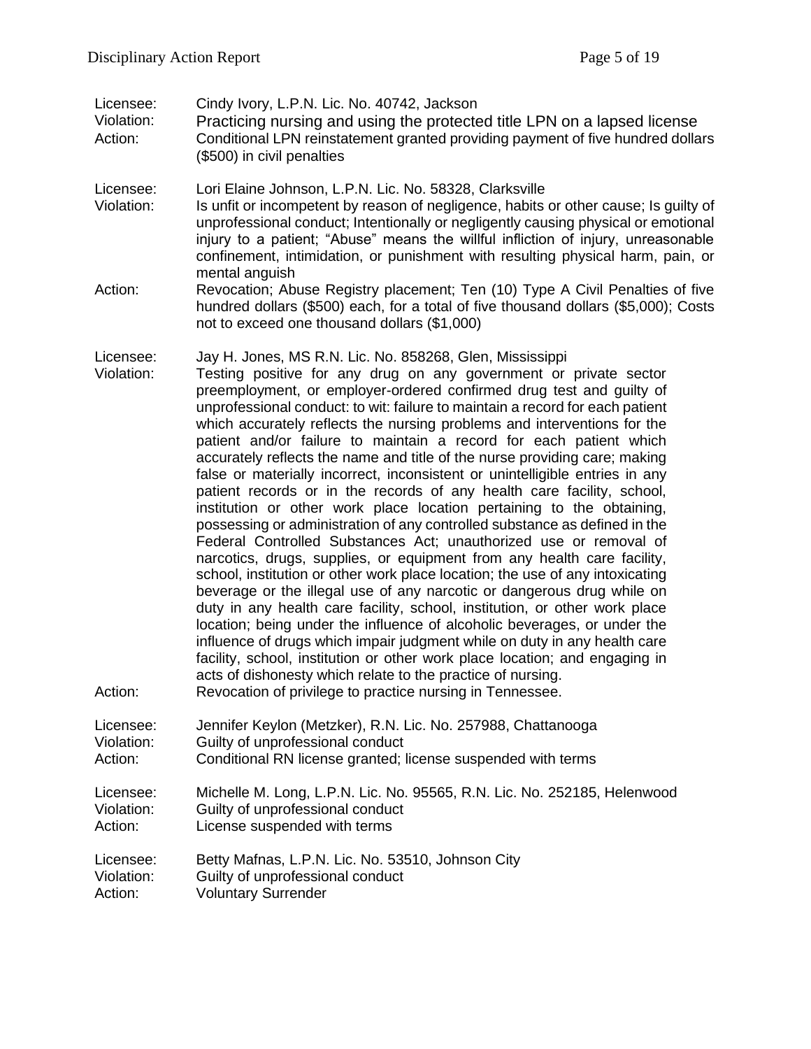Licensee: Cindy Ivory, L.P.N. Lic. No. 40742, Jackson
Violation: Practicing nursing and using the protected title LPN on a lapsed license
Action: Conditional LPN reinstatement granted providing payment of five hundred dollars ($500) in civil penalties

Licensee: Lori Elaine Johnson, L.P.N. Lic. No. 58328, Clarksville
Violation: Is unfit or incompetent by reason of negligence, habits or other cause; Is guilty of unprofessional conduct; Intentionally or negligently causing physical or emotional injury to a patient; "Abuse" means the willful infliction of injury, unreasonable confinement, intimidation, or punishment with resulting physical harm, pain, or mental anguish
Action: Revocation; Abuse Registry placement; Ten (10) Type A Civil Penalties of five hundred dollars ($500) each, for a total of five thousand dollars ($5,000); Costs not to exceed one thousand dollars ($1,000)

Licensee: Jay H. Jones, MS R.N. Lic. No. 858268, Glen, Mississippi
Violation: Testing positive for any drug on any government or private sector preemployment, or employer-ordered confirmed drug test and guilty of unprofessional conduct: to wit: failure to maintain a record for each patient which accurately reflects the nursing problems and interventions for the patient and/or failure to maintain a record for each patient which accurately reflects the name and title of the nurse providing care; making false or materially incorrect, inconsistent or unintelligible entries in any patient records or in the records of any health care facility, school, institution or other work place location pertaining to the obtaining, possessing or administration of any controlled substance as defined in the Federal Controlled Substances Act; unauthorized use or removal of narcotics, drugs, supplies, or equipment from any health care facility, school, institution or other work place location; the use of any intoxicating beverage or the illegal use of any narcotic or dangerous drug while on duty in any health care facility, school, institution, or other work place location; being under the influence of alcoholic beverages, or under the influence of drugs which impair judgment while on duty in any health care facility, school, institution or other work place location; and engaging in acts of dishonesty which relate to the practice of nursing.
Action: Revocation of privilege to practice nursing in Tennessee.

Licensee: Jennifer Keylon (Metzker), R.N. Lic. No. 257988, Chattanooga
Violation: Guilty of unprofessional conduct
Action: Conditional RN license granted; license suspended with terms

Licensee: Michelle M. Long, L.P.N. Lic. No. 95565, R.N. Lic. No. 252185, Helenwood
Violation: Guilty of unprofessional conduct
Action: License suspended with terms

Licensee: Betty Mafnas, L.P.N. Lic. No. 53510, Johnson City
Violation: Guilty of unprofessional conduct
Action: Voluntary Surrender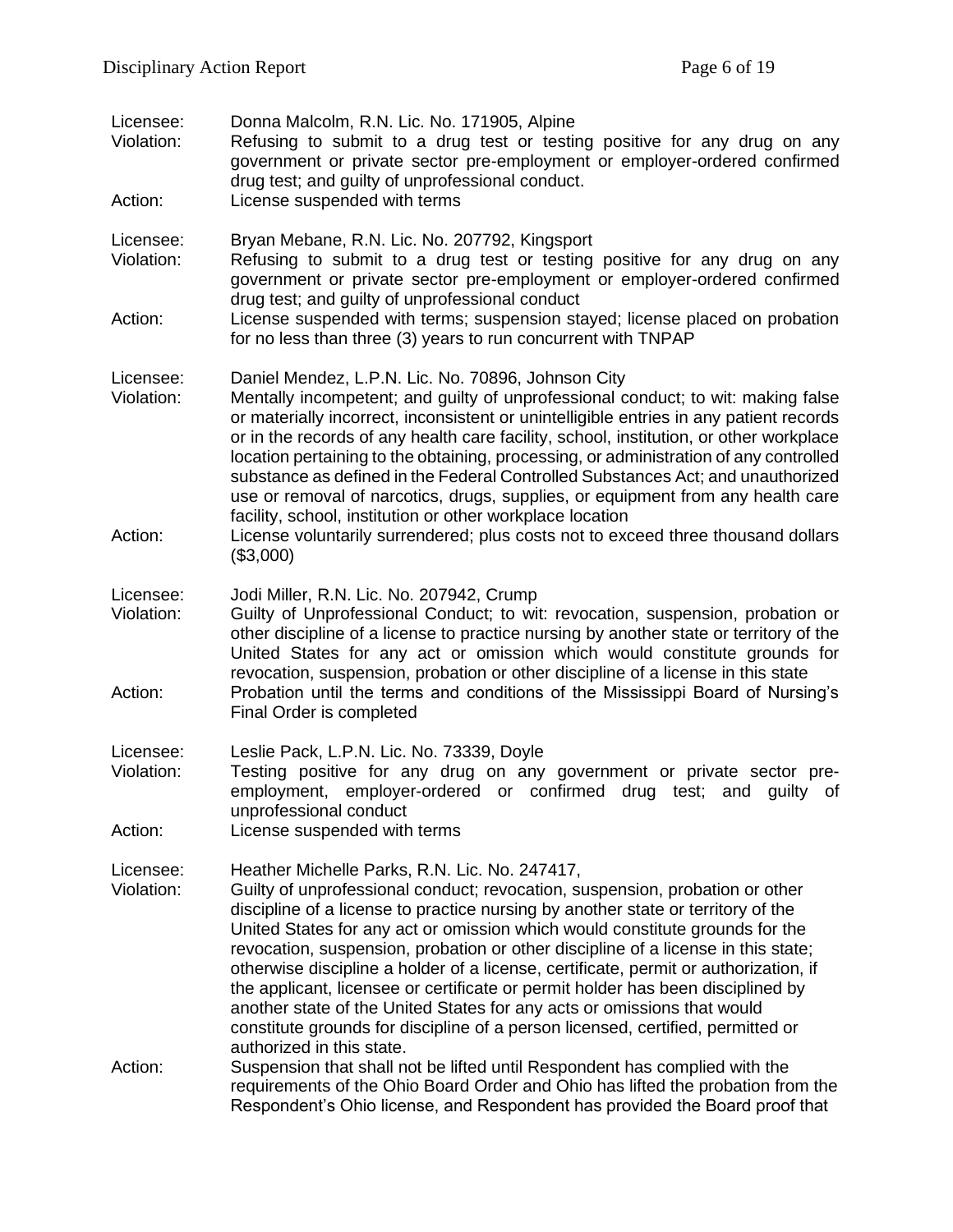Licensee: Donna Malcolm, R.N. Lic. No. 171905, Alpine
Violation: Refusing to submit to a drug test or testing positive for any drug on any government or private sector pre-employment or employer-ordered confirmed drug test; and guilty of unprofessional conduct.
Action: License suspended with terms

Licensee: Bryan Mebane, R.N. Lic. No. 207792, Kingsport
Violation: Refusing to submit to a drug test or testing positive for any drug on any government or private sector pre-employment or employer-ordered confirmed drug test; and guilty of unprofessional conduct
Action: License suspended with terms; suspension stayed; license placed on probation for no less than three (3) years to run concurrent with TNPAP

Licensee: Daniel Mendez, L.P.N. Lic. No. 70896, Johnson City
Violation: Mentally incompetent; and guilty of unprofessional conduct; to wit: making false or materially incorrect, inconsistent or unintelligible entries in any patient records or in the records of any health care facility, school, institution, or other workplace location pertaining to the obtaining, processing, or administration of any controlled substance as defined in the Federal Controlled Substances Act; and unauthorized use or removal of narcotics, drugs, supplies, or equipment from any health care facility, school, institution or other workplace location
Action: License voluntarily surrendered; plus costs not to exceed three thousand dollars ($3,000)

Licensee: Jodi Miller, R.N. Lic. No. 207942, Crump
Violation: Guilty of Unprofessional Conduct; to wit: revocation, suspension, probation or other discipline of a license to practice nursing by another state or territory of the United States for any act or omission which would constitute grounds for revocation, suspension, probation or other discipline of a license in this state
Action: Probation until the terms and conditions of the Mississippi Board of Nursing's Final Order is completed

Licensee: Leslie Pack, L.P.N. Lic. No. 73339, Doyle
Violation: Testing positive for any drug on any government or private sector pre-employment, employer-ordered or confirmed drug test; and guilty of unprofessional conduct
Action: License suspended with terms

Licensee: Heather Michelle Parks, R.N. Lic. No. 247417,
Violation: Guilty of unprofessional conduct; revocation, suspension, probation or other discipline of a license to practice nursing by another state or territory of the United States for any act or omission which would constitute grounds for the revocation, suspension, probation or other discipline of a license in this state; otherwise discipline a holder of a license, certificate, permit or authorization, if the applicant, licensee or certificate or permit holder has been disciplined by another state of the United States for any acts or omissions that would constitute grounds for discipline of a person licensed, certified, permitted or authorized in this state.
Action: Suspension that shall not be lifted until Respondent has complied with the requirements of the Ohio Board Order and Ohio has lifted the probation from the Respondent's Ohio license, and Respondent has provided the Board proof that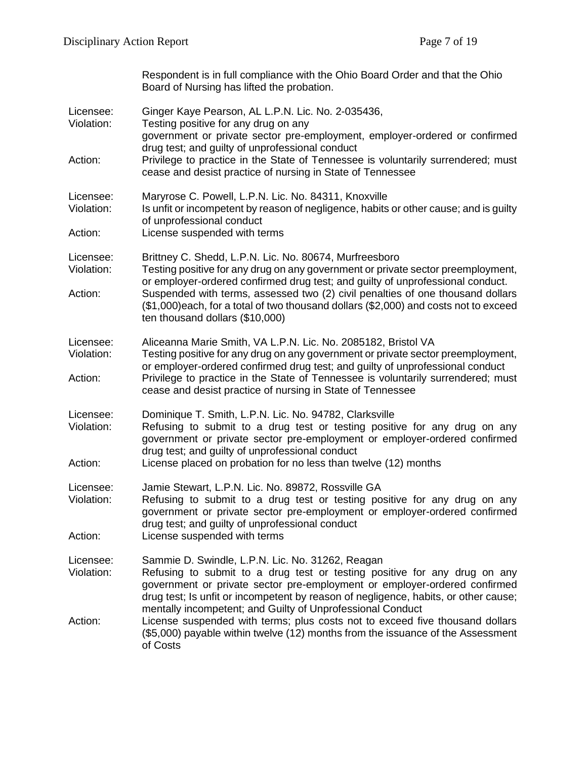Respondent is in full compliance with the Ohio Board Order and that the Ohio Board of Nursing has lifted the probation.

Licensee: Ginger Kaye Pearson, AL L.P.N. Lic. No. 2-035436,
Violation: Testing positive for any drug on any government or private sector pre-employment, employer-ordered or confirmed drug test; and guilty of unprofessional conduct
Action: Privilege to practice in the State of Tennessee is voluntarily surrendered; must cease and desist practice of nursing in State of Tennessee

Licensee: Maryrose C. Powell, L.P.N. Lic. No. 84311, Knoxville
Violation: Is unfit or incompetent by reason of negligence, habits or other cause; and is guilty of unprofessional conduct
Action: License suspended with terms

Licensee: Brittney C. Shedd, L.P.N. Lic. No. 80674, Murfreesboro
Violation: Testing positive for any drug on any government or private sector preemployment, or employer-ordered confirmed drug test; and guilty of unprofessional conduct.
Action: Suspended with terms, assessed two (2) civil penalties of one thousand dollars ($1,000)each, for a total of two thousand dollars ($2,000) and costs not to exceed ten thousand dollars ($10,000)

Licensee: Aliceanna Marie Smith, VA L.P.N. Lic. No. 2085182, Bristol VA
Violation: Testing positive for any drug on any government or private sector preemployment, or employer-ordered confirmed drug test; and guilty of unprofessional conduct
Action: Privilege to practice in the State of Tennessee is voluntarily surrendered; must cease and desist practice of nursing in State of Tennessee

Licensee: Dominique T. Smith, L.P.N. Lic. No. 94782, Clarksville
Violation: Refusing to submit to a drug test or testing positive for any drug on any government or private sector pre-employment or employer-ordered confirmed drug test; and guilty of unprofessional conduct
Action: License placed on probation for no less than twelve (12) months

Licensee: Jamie Stewart, L.P.N. Lic. No. 89872, Rossville GA
Violation: Refusing to submit to a drug test or testing positive for any drug on any government or private sector pre-employment or employer-ordered confirmed drug test; and guilty of unprofessional conduct
Action: License suspended with terms

Licensee: Sammie D. Swindle, L.P.N. Lic. No. 31262, Reagan
Violation: Refusing to submit to a drug test or testing positive for any drug on any government or private sector pre-employment or employer-ordered confirmed drug test; Is unfit or incompetent by reason of negligence, habits, or other cause; mentally incompetent; and Guilty of Unprofessional Conduct
Action: License suspended with terms; plus costs not to exceed five thousand dollars ($5,000) payable within twelve (12) months from the issuance of the Assessment of Costs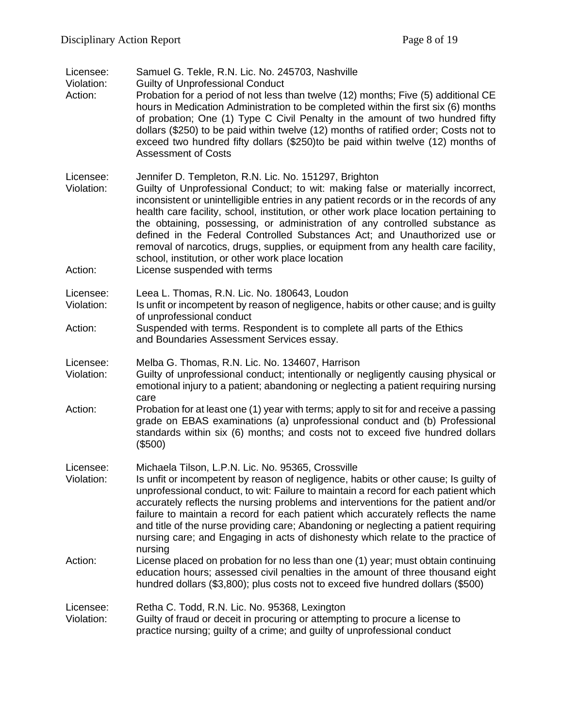Licensee: Samuel G. Tekle, R.N. Lic. No. 245703, Nashville
Violation: Guilty of Unprofessional Conduct
Action: Probation for a period of not less than twelve (12) months; Five (5) additional CE hours in Medication Administration to be completed within the first six (6) months of probation; One (1) Type C Civil Penalty in the amount of two hundred fifty dollars ($250) to be paid within twelve (12) months of ratified order; Costs not to exceed two hundred fifty dollars ($250)to be paid within twelve (12) months of Assessment of Costs

Licensee: Jennifer D. Templeton, R.N. Lic. No. 151297, Brighton
Violation: Guilty of Unprofessional Conduct; to wit: making false or materially incorrect, inconsistent or unintelligible entries in any patient records or in the records of any health care facility, school, institution, or other work place location pertaining to the obtaining, possessing, or administration of any controlled substance as defined in the Federal Controlled Substances Act; and Unauthorized use or removal of narcotics, drugs, supplies, or equipment from any health care facility, school, institution, or other work place location
Action: License suspended with terms

Licensee: Leea L. Thomas, R.N. Lic. No. 180643, Loudon
Violation: Is unfit or incompetent by reason of negligence, habits or other cause; and is guilty of unprofessional conduct
Action: Suspended with terms. Respondent is to complete all parts of the Ethics and Boundaries Assessment Services essay.

Licensee: Melba G. Thomas, R.N. Lic. No. 134607, Harrison
Violation: Guilty of unprofessional conduct; intentionally or negligently causing physical or emotional injury to a patient; abandoning or neglecting a patient requiring nursing care
Action: Probation for at least one (1) year with terms; apply to sit for and receive a passing grade on EBAS examinations (a) unprofessional conduct and (b) Professional standards within six (6) months; and costs not to exceed five hundred dollars ($500)

Licensee: Michaela Tilson, L.P.N. Lic. No. 95365, Crossville
Violation: Is unfit or incompetent by reason of negligence, habits or other cause; Is guilty of unprofessional conduct, to wit: Failure to maintain a record for each patient which accurately reflects the nursing problems and interventions for the patient and/or failure to maintain a record for each patient which accurately reflects the name and title of the nurse providing care; Abandoning or neglecting a patient requiring nursing care; and Engaging in acts of dishonesty which relate to the practice of nursing
Action: License placed on probation for no less than one (1) year; must obtain continuing education hours; assessed civil penalties in the amount of three thousand eight hundred dollars ($3,800); plus costs not to exceed five hundred dollars ($500)

Licensee: Retha C. Todd, R.N. Lic. No. 95368, Lexington
Violation: Guilty of fraud or deceit in procuring or attempting to procure a license to practice nursing; guilty of a crime; and guilty of unprofessional conduct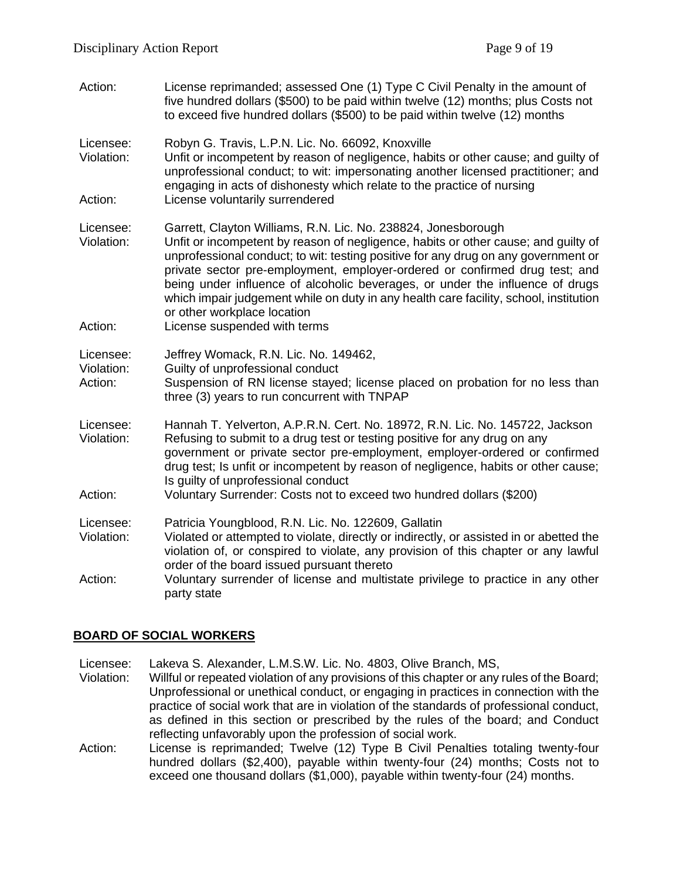Action: License reprimanded; assessed One (1) Type C Civil Penalty in the amount of five hundred dollars ($500) to be paid within twelve (12) months; plus Costs not to exceed five hundred dollars ($500) to be paid within twelve (12) months

Licensee: Robyn G. Travis, L.P.N. Lic. No. 66092, Knoxville
Violation: Unfit or incompetent by reason of negligence, habits or other cause; and guilty of unprofessional conduct; to wit: impersonating another licensed practitioner; and engaging in acts of dishonesty which relate to the practice of nursing
Action: License voluntarily surrendered

Licensee: Garrett, Clayton Williams, R.N. Lic. No. 238824, Jonesborough
Violation: Unfit or incompetent by reason of negligence, habits or other cause; and guilty of unprofessional conduct; to wit: testing positive for any drug on any government or private sector pre-employment, employer-ordered or confirmed drug test; and being under influence of alcoholic beverages, or under the influence of drugs which impair judgement while on duty in any health care facility, school, institution or other workplace location
Action: License suspended with terms

Licensee: Jeffrey Womack, R.N. Lic. No. 149462,
Violation: Guilty of unprofessional conduct
Action: Suspension of RN license stayed; license placed on probation for no less than three (3) years to run concurrent with TNPAP

Licensee: Hannah T. Yelverton, A.P.R.N. Cert. No. 18972, R.N. Lic. No. 145722, Jackson
Violation: Refusing to submit to a drug test or testing positive for any drug on any government or private sector pre-employment, employer-ordered or confirmed drug test; Is unfit or incompetent by reason of negligence, habits or other cause; Is guilty of unprofessional conduct
Action: Voluntary Surrender: Costs not to exceed two hundred dollars ($200)

Licensee: Patricia Youngblood, R.N. Lic. No. 122609, Gallatin
Violation: Violated or attempted to violate, directly or indirectly, or assisted in or abetted the violation of, or conspired to violate, any provision of this chapter or any lawful order of the board issued pursuant thereto
Action: Voluntary surrender of license and multistate privilege to practice in any other party state

## BOARD OF SOCIAL WORKERS

Licensee: Lakeva S. Alexander, L.M.S.W. Lic. No. 4803, Olive Branch, MS,
Violation: Willful or repeated violation of any provisions of this chapter or any rules of the Board; Unprofessional or unethical conduct, or engaging in practices in connection with the practice of social work that are in violation of the standards of professional conduct, as defined in this section or prescribed by the rules of the board; and Conduct reflecting unfavorably upon the profession of social work.
Action: License is reprimanded; Twelve (12) Type B Civil Penalties totaling twenty-four hundred dollars ($2,400), payable within twenty-four (24) months; Costs not to exceed one thousand dollars ($1,000), payable within twenty-four (24) months.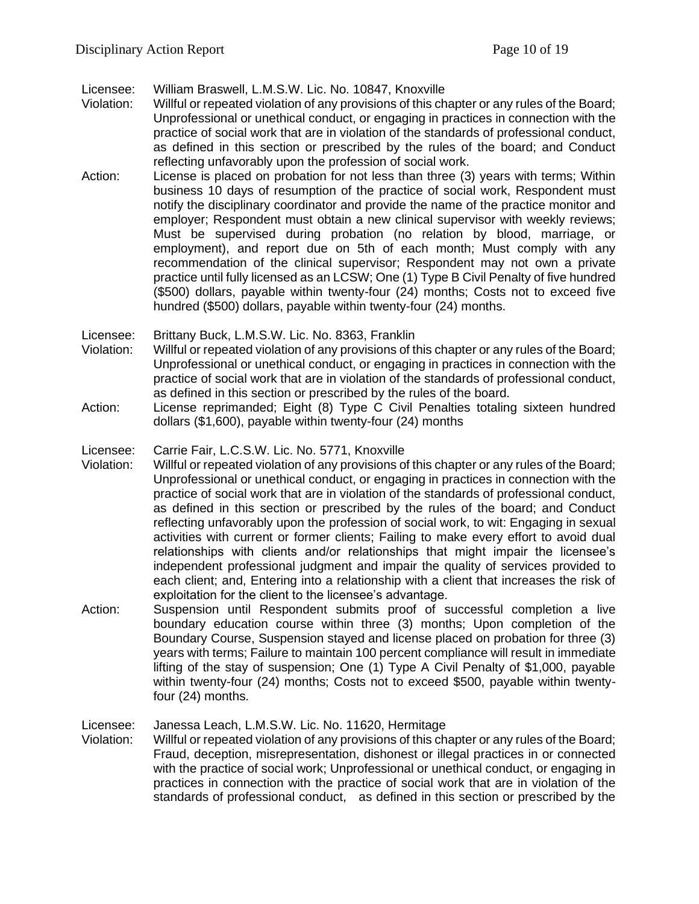Licensee: William Braswell, L.M.S.W. Lic. No. 10847, Knoxville

Violation: Willful or repeated violation of any provisions of this chapter or any rules of the Board; Unprofessional or unethical conduct, or engaging in practices in connection with the practice of social work that are in violation of the standards of professional conduct, as defined in this section or prescribed by the rules of the board; and Conduct reflecting unfavorably upon the profession of social work.

Action: License is placed on probation for not less than three (3) years with terms; Within business 10 days of resumption of the practice of social work, Respondent must notify the disciplinary coordinator and provide the name of the practice monitor and employer; Respondent must obtain a new clinical supervisor with weekly reviews; Must be supervised during probation (no relation by blood, marriage, or employment), and report due on 5th of each month; Must comply with any recommendation of the clinical supervisor; Respondent may not own a private practice until fully licensed as an LCSW; One (1) Type B Civil Penalty of five hundred ($500) dollars, payable within twenty-four (24) months; Costs not to exceed five hundred ($500) dollars, payable within twenty-four (24) months.

Licensee: Brittany Buck, L.M.S.W. Lic. No. 8363, Franklin

Violation: Willful or repeated violation of any provisions of this chapter or any rules of the Board; Unprofessional or unethical conduct, or engaging in practices in connection with the practice of social work that are in violation of the standards of professional conduct, as defined in this section or prescribed by the rules of the board.

Action: License reprimanded; Eight (8) Type C Civil Penalties totaling sixteen hundred dollars ($1,600), payable within twenty-four (24) months

Licensee: Carrie Fair, L.C.S.W. Lic. No. 5771, Knoxville

Violation: Willful or repeated violation of any provisions of this chapter or any rules of the Board; Unprofessional or unethical conduct, or engaging in practices in connection with the practice of social work that are in violation of the standards of professional conduct, as defined in this section or prescribed by the rules of the board; and Conduct reflecting unfavorably upon the profession of social work, to wit: Engaging in sexual activities with current or former clients; Failing to make every effort to avoid dual relationships with clients and/or relationships that might impair the licensee's independent professional judgment and impair the quality of services provided to each client; and, Entering into a relationship with a client that increases the risk of exploitation for the client to the licensee's advantage.

Action: Suspension until Respondent submits proof of successful completion a live boundary education course within three (3) months; Upon completion of the Boundary Course, Suspension stayed and license placed on probation for three (3) years with terms; Failure to maintain 100 percent compliance will result in immediate lifting of the stay of suspension; One (1) Type A Civil Penalty of $1,000, payable within twenty-four (24) months; Costs not to exceed $500, payable within twenty-four (24) months.

Licensee: Janessa Leach, L.M.S.W. Lic. No. 11620, Hermitage

Violation: Willful or repeated violation of any provisions of this chapter or any rules of the Board; Fraud, deception, misrepresentation, dishonest or illegal practices in or connected with the practice of social work; Unprofessional or unethical conduct, or engaging in practices in connection with the practice of social work that are in violation of the standards of professional conduct, as defined in this section or prescribed by the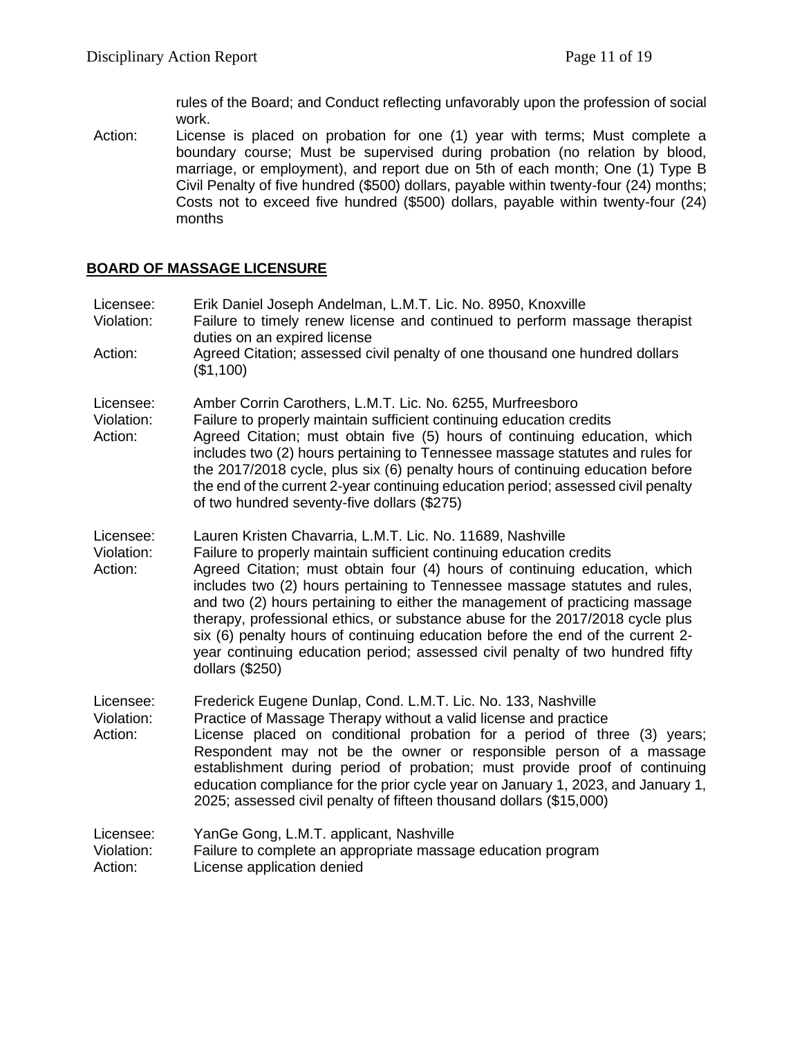rules of the Board; and Conduct reflecting unfavorably upon the profession of social work.

Action: License is placed on probation for one (1) year with terms; Must complete a boundary course; Must be supervised during probation (no relation by blood, marriage, or employment), and report due on 5th of each month; One (1) Type B Civil Penalty of five hundred ($500) dollars, payable within twenty-four (24) months; Costs not to exceed five hundred ($500) dollars, payable within twenty-four (24) months

**BOARD OF MASSAGE LICENSURE**

Licensee: Erik Daniel Joseph Andelman, L.M.T. Lic. No. 8950, Knoxville
Violation: Failure to timely renew license and continued to perform massage therapist duties on an expired license
Action: Agreed Citation; assessed civil penalty of one thousand one hundred dollars ($1,100)

Licensee: Amber Corrin Carothers, L.M.T. Lic. No. 6255, Murfreesboro
Violation: Failure to properly maintain sufficient continuing education credits
Action: Agreed Citation; must obtain five (5) hours of continuing education, which includes two (2) hours pertaining to Tennessee massage statutes and rules for the 2017/2018 cycle, plus six (6) penalty hours of continuing education before the end of the current 2-year continuing education period; assessed civil penalty of two hundred seventy-five dollars ($275)

Licensee: Lauren Kristen Chavarria, L.M.T. Lic. No. 11689, Nashville
Violation: Failure to properly maintain sufficient continuing education credits
Action: Agreed Citation; must obtain four (4) hours of continuing education, which includes two (2) hours pertaining to Tennessee massage statutes and rules, and two (2) hours pertaining to either the management of practicing massage therapy, professional ethics, or substance abuse for the 2017/2018 cycle plus six (6) penalty hours of continuing education before the end of the current 2-year continuing education period; assessed civil penalty of two hundred fifty dollars ($250)

Licensee: Frederick Eugene Dunlap, Cond. L.M.T. Lic. No. 133, Nashville
Violation: Practice of Massage Therapy without a valid license and practice
Action: License placed on conditional probation for a period of three (3) years; Respondent may not be the owner or responsible person of a massage establishment during period of probation; must provide proof of continuing education compliance for the prior cycle year on January 1, 2023, and January 1, 2025; assessed civil penalty of fifteen thousand dollars ($15,000)

Licensee: YanGe Gong, L.M.T. applicant, Nashville
Violation: Failure to complete an appropriate massage education program
Action: License application denied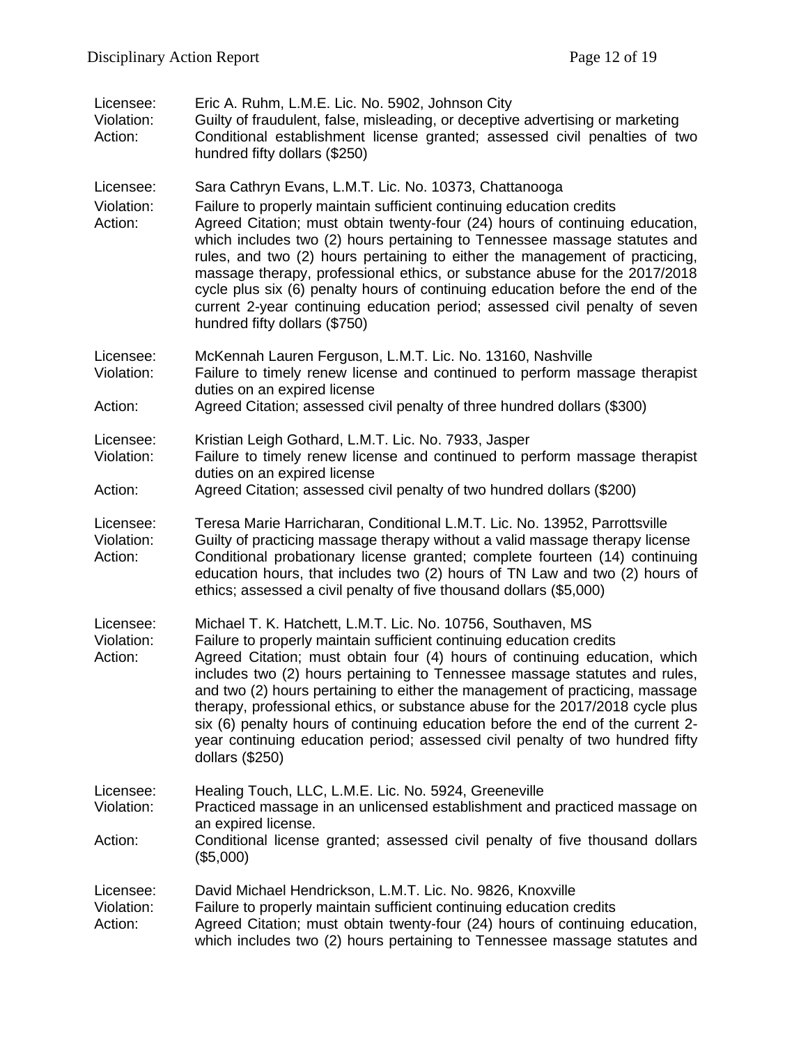Licensee: Eric A. Ruhm, L.M.E. Lic. No. 5902, Johnson City
Violation: Guilty of fraudulent, false, misleading, or deceptive advertising or marketing
Action: Conditional establishment license granted; assessed civil penalties of two hundred fifty dollars ($250)

Licensee: Sara Cathryn Evans, L.M.T. Lic. No. 10373, Chattanooga
Violation: Failure to properly maintain sufficient continuing education credits
Action: Agreed Citation; must obtain twenty-four (24) hours of continuing education, which includes two (2) hours pertaining to Tennessee massage statutes and rules, and two (2) hours pertaining to either the management of practicing, massage therapy, professional ethics, or substance abuse for the 2017/2018 cycle plus six (6) penalty hours of continuing education before the end of the current 2-year continuing education period; assessed civil penalty of seven hundred fifty dollars ($750)

Licensee: McKennah Lauren Ferguson, L.M.T. Lic. No. 13160, Nashville
Violation: Failure to timely renew license and continued to perform massage therapist duties on an expired license
Action: Agreed Citation; assessed civil penalty of three hundred dollars ($300)

Licensee: Kristian Leigh Gothard, L.M.T. Lic. No. 7933, Jasper
Violation: Failure to timely renew license and continued to perform massage therapist duties on an expired license
Action: Agreed Citation; assessed civil penalty of two hundred dollars ($200)

Licensee: Teresa Marie Harricharan, Conditional L.M.T. Lic. No. 13952, Parrottsville
Violation: Guilty of practicing massage therapy without a valid massage therapy license
Action: Conditional probationary license granted; complete fourteen (14) continuing education hours, that includes two (2) hours of TN Law and two (2) hours of ethics; assessed a civil penalty of five thousand dollars ($5,000)

Licensee: Michael T. K. Hatchett, L.M.T. Lic. No. 10756, Southaven, MS
Violation: Failure to properly maintain sufficient continuing education credits
Action: Agreed Citation; must obtain four (4) hours of continuing education, which includes two (2) hours pertaining to Tennessee massage statutes and rules, and two (2) hours pertaining to either the management of practicing, massage therapy, professional ethics, or substance abuse for the 2017/2018 cycle plus six (6) penalty hours of continuing education before the end of the current 2-year continuing education period; assessed civil penalty of two hundred fifty dollars ($250)

Licensee: Healing Touch, LLC, L.M.E. Lic. No. 5924, Greeneville
Violation: Practiced massage in an unlicensed establishment and practiced massage on an expired license.
Action: Conditional license granted; assessed civil penalty of five thousand dollars ($5,000)

Licensee: David Michael Hendrickson, L.M.T. Lic. No. 9826, Knoxville
Violation: Failure to properly maintain sufficient continuing education credits
Action: Agreed Citation; must obtain twenty-four (24) hours of continuing education, which includes two (2) hours pertaining to Tennessee massage statutes and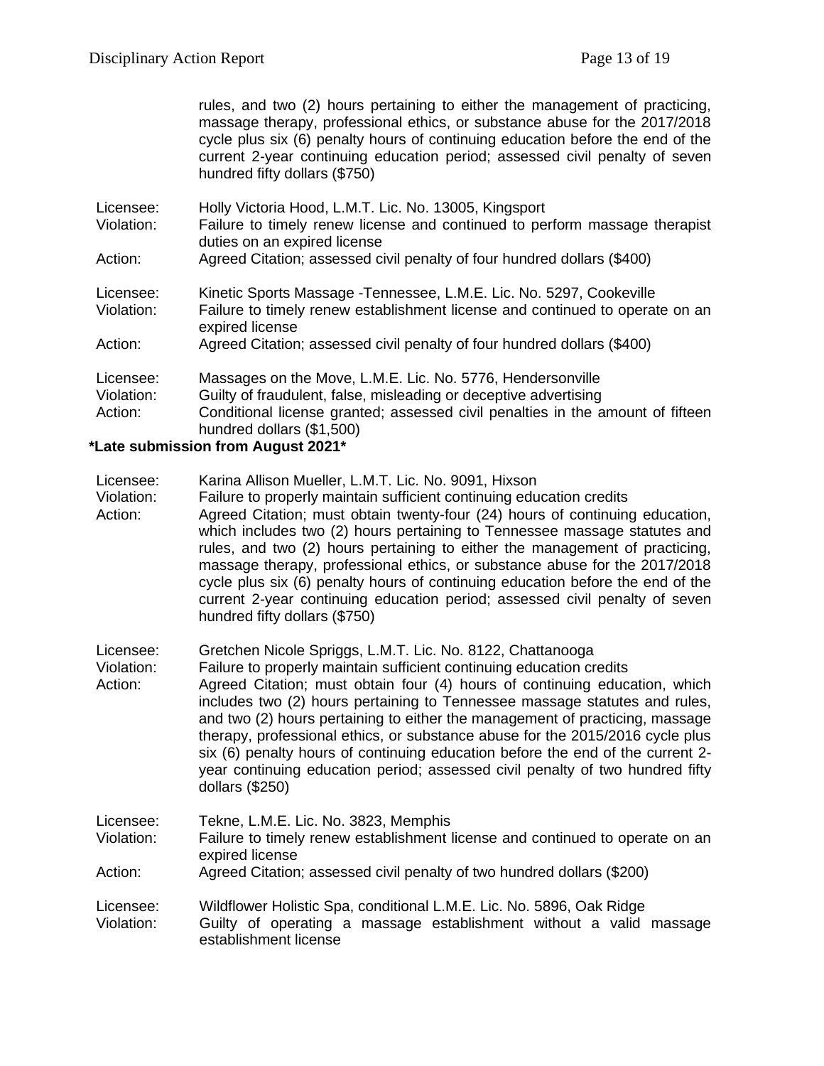rules, and two (2) hours pertaining to either the management of practicing, massage therapy, professional ethics, or substance abuse for the 2017/2018 cycle plus six (6) penalty hours of continuing education before the end of the current 2-year continuing education period; assessed civil penalty of seven hundred fifty dollars ($750)

Licensee: Holly Victoria Hood, L.M.T. Lic. No. 13005, Kingsport
Violation: Failure to timely renew license and continued to perform massage therapist duties on an expired license
Action: Agreed Citation; assessed civil penalty of four hundred dollars ($400)

Licensee: Kinetic Sports Massage -Tennessee, L.M.E. Lic. No. 5297, Cookeville
Violation: Failure to timely renew establishment license and continued to operate on an expired license
Action: Agreed Citation; assessed civil penalty of four hundred dollars ($400)

Licensee: Massages on the Move, L.M.E. Lic. No. 5776, Hendersonville
Violation: Guilty of fraudulent, false, misleading or deceptive advertising
Action: Conditional license granted; assessed civil penalties in the amount of fifteen hundred dollars ($1,500)

**\*Late submission from August 2021\***

Licensee: Karina Allison Mueller, L.M.T. Lic. No. 9091, Hixson
Violation: Failure to properly maintain sufficient continuing education credits
Action: Agreed Citation; must obtain twenty-four (24) hours of continuing education, which includes two (2) hours pertaining to Tennessee massage statutes and rules, and two (2) hours pertaining to either the management of practicing, massage therapy, professional ethics, or substance abuse for the 2017/2018 cycle plus six (6) penalty hours of continuing education before the end of the current 2-year continuing education period; assessed civil penalty of seven hundred fifty dollars ($750)

Licensee: Gretchen Nicole Spriggs, L.M.T. Lic. No. 8122, Chattanooga
Violation: Failure to properly maintain sufficient continuing education credits
Action: Agreed Citation; must obtain four (4) hours of continuing education, which includes two (2) hours pertaining to Tennessee massage statutes and rules, and two (2) hours pertaining to either the management of practicing, massage therapy, professional ethics, or substance abuse for the 2015/2016 cycle plus six (6) penalty hours of continuing education before the end of the current 2-year continuing education period; assessed civil penalty of two hundred fifty dollars ($250)

Licensee: Tekne, L.M.E. Lic. No. 3823, Memphis
Violation: Failure to timely renew establishment license and continued to operate on an expired license
Action: Agreed Citation; assessed civil penalty of two hundred dollars ($200)

Licensee: Wildflower Holistic Spa, conditional L.M.E. Lic. No. 5896, Oak Ridge
Violation: Guilty of operating a massage establishment without a valid massage establishment license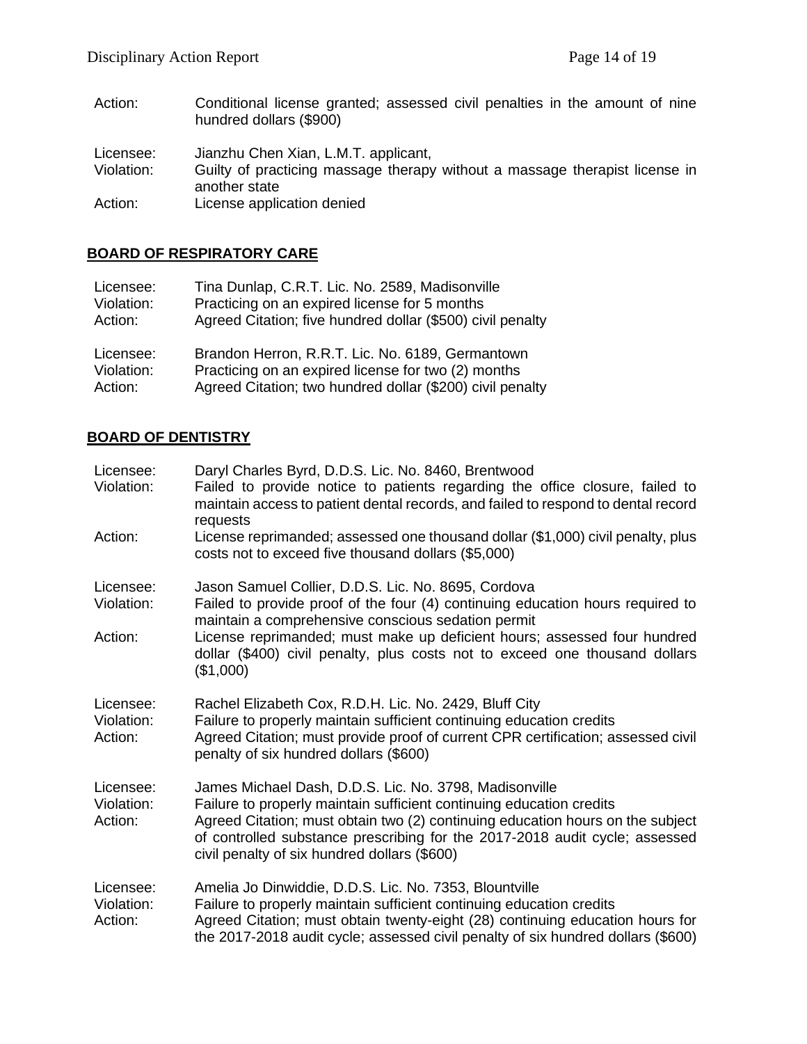Action: Conditional license granted; assessed civil penalties in the amount of nine hundred dollars ($900)

Licensee: Jianzhu Chen Xian, L.M.T. applicant,
Violation: Guilty of practicing massage therapy without a massage therapist license in another state
Action: License application denied

## BOARD OF RESPIRATORY CARE

Licensee: Tina Dunlap, C.R.T. Lic. No. 2589, Madisonville
Violation: Practicing on an expired license for 5 months
Action: Agreed Citation; five hundred dollar ($500) civil penalty

Licensee: Brandon Herron, R.R.T. Lic. No. 6189, Germantown
Violation: Practicing on an expired license for two (2) months
Action: Agreed Citation; two hundred dollar ($200) civil penalty

## BOARD OF DENTISTRY

Licensee: Daryl Charles Byrd, D.D.S. Lic. No. 8460, Brentwood
Violation: Failed to provide notice to patients regarding the office closure, failed to maintain access to patient dental records, and failed to respond to dental record requests
Action: License reprimanded; assessed one thousand dollar ($1,000) civil penalty, plus costs not to exceed five thousand dollars ($5,000)

Licensee: Jason Samuel Collier, D.D.S. Lic. No. 8695, Cordova
Violation: Failed to provide proof of the four (4) continuing education hours required to maintain a comprehensive conscious sedation permit
Action: License reprimanded; must make up deficient hours; assessed four hundred dollar ($400) civil penalty, plus costs not to exceed one thousand dollars ($1,000)

Licensee: Rachel Elizabeth Cox, R.D.H. Lic. No. 2429, Bluff City
Violation: Failure to properly maintain sufficient continuing education credits
Action: Agreed Citation; must provide proof of current CPR certification; assessed civil penalty of six hundred dollars ($600)

Licensee: James Michael Dash, D.D.S. Lic. No. 3798, Madisonville
Violation: Failure to properly maintain sufficient continuing education credits
Action: Agreed Citation; must obtain two (2) continuing education hours on the subject of controlled substance prescribing for the 2017-2018 audit cycle; assessed civil penalty of six hundred dollars ($600)

Licensee: Amelia Jo Dinwiddie, D.D.S. Lic. No. 7353, Blountville
Violation: Failure to properly maintain sufficient continuing education credits
Action: Agreed Citation; must obtain twenty-eight (28) continuing education hours for the 2017-2018 audit cycle; assessed civil penalty of six hundred dollars ($600)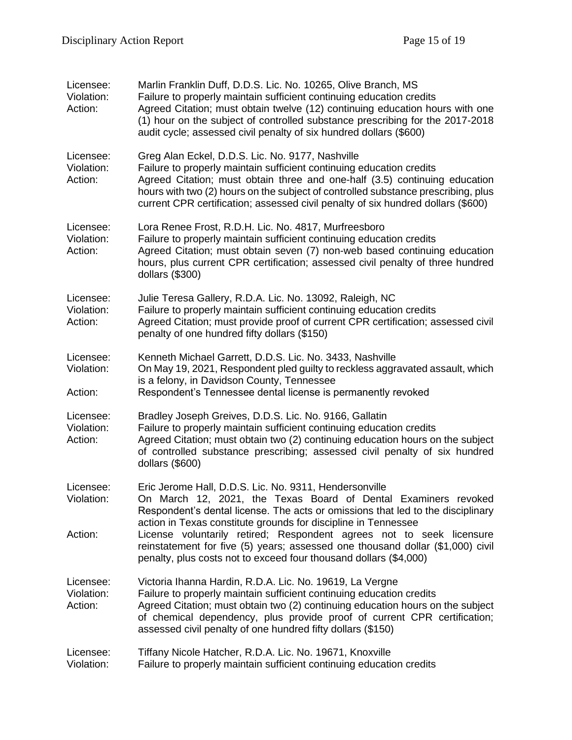Licensee: Marlin Franklin Duff, D.D.S. Lic. No. 10265, Olive Branch, MS
Violation: Failure to properly maintain sufficient continuing education credits
Action: Agreed Citation; must obtain twelve (12) continuing education hours with one (1) hour on the subject of controlled substance prescribing for the 2017-2018 audit cycle; assessed civil penalty of six hundred dollars ($600)

Licensee: Greg Alan Eckel, D.D.S. Lic. No. 9177, Nashville
Violation: Failure to properly maintain sufficient continuing education credits
Action: Agreed Citation; must obtain three and one-half (3.5) continuing education hours with two (2) hours on the subject of controlled substance prescribing, plus current CPR certification; assessed civil penalty of six hundred dollars ($600)

Licensee: Lora Renee Frost, R.D.H. Lic. No. 4817, Murfreesboro
Violation: Failure to properly maintain sufficient continuing education credits
Action: Agreed Citation; must obtain seven (7) non-web based continuing education hours, plus current CPR certification; assessed civil penalty of three hundred dollars ($300)

Licensee: Julie Teresa Gallery, R.D.A. Lic. No. 13092, Raleigh, NC
Violation: Failure to properly maintain sufficient continuing education credits
Action: Agreed Citation; must provide proof of current CPR certification; assessed civil penalty of one hundred fifty dollars ($150)

Licensee: Kenneth Michael Garrett, D.D.S. Lic. No. 3433, Nashville
Violation: On May 19, 2021, Respondent pled guilty to reckless aggravated assault, which is a felony, in Davidson County, Tennessee
Action: Respondent's Tennessee dental license is permanently revoked

Licensee: Bradley Joseph Greives, D.D.S. Lic. No. 9166, Gallatin
Violation: Failure to properly maintain sufficient continuing education credits
Action: Agreed Citation; must obtain two (2) continuing education hours on the subject of controlled substance prescribing; assessed civil penalty of six hundred dollars ($600)

Licensee: Eric Jerome Hall, D.D.S. Lic. No. 9311, Hendersonville
Violation: On March 12, 2021, the Texas Board of Dental Examiners revoked Respondent's dental license. The acts or omissions that led to the disciplinary action in Texas constitute grounds for discipline in Tennessee
Action: License voluntarily retired; Respondent agrees not to seek licensure reinstatement for five (5) years; assessed one thousand dollar ($1,000) civil penalty, plus costs not to exceed four thousand dollars ($4,000)

Licensee: Victoria Ihanna Hardin, R.D.A. Lic. No. 19619, La Vergne
Violation: Failure to properly maintain sufficient continuing education credits
Action: Agreed Citation; must obtain two (2) continuing education hours on the subject of chemical dependency, plus provide proof of current CPR certification; assessed civil penalty of one hundred fifty dollars ($150)

Licensee: Tiffany Nicole Hatcher, R.D.A. Lic. No. 19671, Knoxville
Violation: Failure to properly maintain sufficient continuing education credits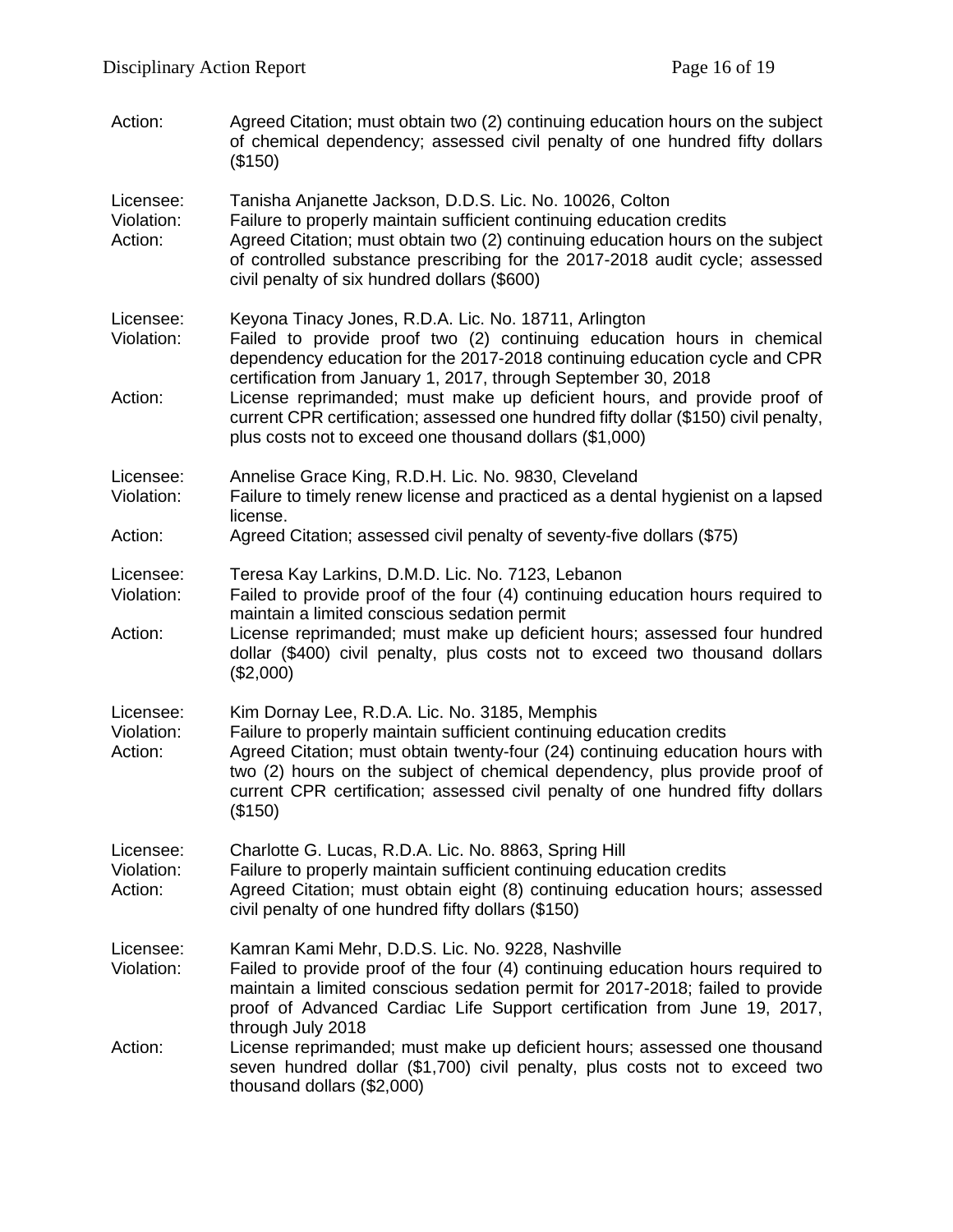Action: Agreed Citation; must obtain two (2) continuing education hours on the subject of chemical dependency; assessed civil penalty of one hundred fifty dollars ($150)

Licensee: Tanisha Anjanette Jackson, D.D.S. Lic. No. 10026, Colton
Violation: Failure to properly maintain sufficient continuing education credits
Action: Agreed Citation; must obtain two (2) continuing education hours on the subject of controlled substance prescribing for the 2017-2018 audit cycle; assessed civil penalty of six hundred dollars ($600)

Licensee: Keyona Tinacy Jones, R.D.A. Lic. No. 18711, Arlington
Violation: Failed to provide proof two (2) continuing education hours in chemical dependency education for the 2017-2018 continuing education cycle and CPR certification from January 1, 2017, through September 30, 2018
Action: License reprimanded; must make up deficient hours, and provide proof of current CPR certification; assessed one hundred fifty dollar ($150) civil penalty, plus costs not to exceed one thousand dollars ($1,000)

Licensee: Annelise Grace King, R.D.H. Lic. No. 9830, Cleveland
Violation: Failure to timely renew license and practiced as a dental hygienist on a lapsed license.
Action: Agreed Citation; assessed civil penalty of seventy-five dollars ($75)

Licensee: Teresa Kay Larkins, D.M.D. Lic. No. 7123, Lebanon
Violation: Failed to provide proof of the four (4) continuing education hours required to maintain a limited conscious sedation permit
Action: License reprimanded; must make up deficient hours; assessed four hundred dollar ($400) civil penalty, plus costs not to exceed two thousand dollars ($2,000)

Licensee: Kim Dornay Lee, R.D.A. Lic. No. 3185, Memphis
Violation: Failure to properly maintain sufficient continuing education credits
Action: Agreed Citation; must obtain twenty-four (24) continuing education hours with two (2) hours on the subject of chemical dependency, plus provide proof of current CPR certification; assessed civil penalty of one hundred fifty dollars ($150)

Licensee: Charlotte G. Lucas, R.D.A. Lic. No. 8863, Spring Hill
Violation: Failure to properly maintain sufficient continuing education credits
Action: Agreed Citation; must obtain eight (8) continuing education hours; assessed civil penalty of one hundred fifty dollars ($150)

Licensee: Kamran Kami Mehr, D.D.S. Lic. No. 9228, Nashville
Violation: Failed to provide proof of the four (4) continuing education hours required to maintain a limited conscious sedation permit for 2017-2018; failed to provide proof of Advanced Cardiac Life Support certification from June 19, 2017, through July 2018
Action: License reprimanded; must make up deficient hours; assessed one thousand seven hundred dollar ($1,700) civil penalty, plus costs not to exceed two thousand dollars ($2,000)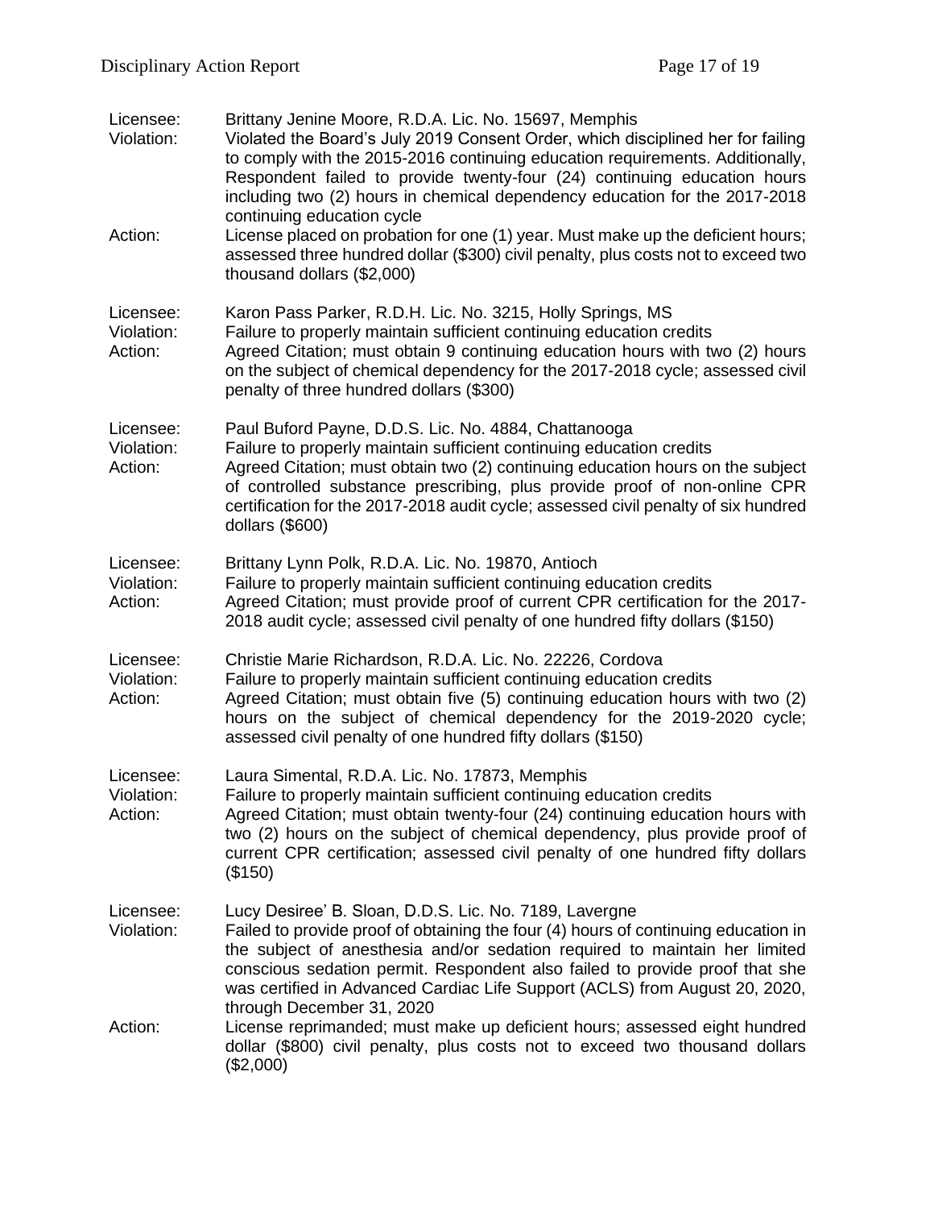Licensee: Brittany Jenine Moore, R.D.A. Lic. No. 15697, Memphis
Violation: Violated the Board's July 2019 Consent Order, which disciplined her for failing to comply with the 2015-2016 continuing education requirements. Additionally, Respondent failed to provide twenty-four (24) continuing education hours including two (2) hours in chemical dependency education for the 2017-2018 continuing education cycle
Action: License placed on probation for one (1) year. Must make up the deficient hours; assessed three hundred dollar ($300) civil penalty, plus costs not to exceed two thousand dollars ($2,000)

Licensee: Karon Pass Parker, R.D.H. Lic. No. 3215, Holly Springs, MS
Violation: Failure to properly maintain sufficient continuing education credits
Action: Agreed Citation; must obtain 9 continuing education hours with two (2) hours on the subject of chemical dependency for the 2017-2018 cycle; assessed civil penalty of three hundred dollars ($300)

Licensee: Paul Buford Payne, D.D.S. Lic. No. 4884, Chattanooga
Violation: Failure to properly maintain sufficient continuing education credits
Action: Agreed Citation; must obtain two (2) continuing education hours on the subject of controlled substance prescribing, plus provide proof of non-online CPR certification for the 2017-2018 audit cycle; assessed civil penalty of six hundred dollars ($600)

Licensee: Brittany Lynn Polk, R.D.A. Lic. No. 19870, Antioch
Violation: Failure to properly maintain sufficient continuing education credits
Action: Agreed Citation; must provide proof of current CPR certification for the 2017-2018 audit cycle; assessed civil penalty of one hundred fifty dollars ($150)

Licensee: Christie Marie Richardson, R.D.A. Lic. No. 22226, Cordova
Violation: Failure to properly maintain sufficient continuing education credits
Action: Agreed Citation; must obtain five (5) continuing education hours with two (2) hours on the subject of chemical dependency for the 2019-2020 cycle; assessed civil penalty of one hundred fifty dollars ($150)

Licensee: Laura Simental, R.D.A. Lic. No. 17873, Memphis
Violation: Failure to properly maintain sufficient continuing education credits
Action: Agreed Citation; must obtain twenty-four (24) continuing education hours with two (2) hours on the subject of chemical dependency, plus provide proof of current CPR certification; assessed civil penalty of one hundred fifty dollars ($150)

Licensee: Lucy Desiree' B. Sloan, D.D.S. Lic. No. 7189, Lavergne
Violation: Failed to provide proof of obtaining the four (4) hours of continuing education in the subject of anesthesia and/or sedation required to maintain her limited conscious sedation permit. Respondent also failed to provide proof that she was certified in Advanced Cardiac Life Support (ACLS) from August 20, 2020, through December 31, 2020
Action: License reprimanded; must make up deficient hours; assessed eight hundred dollar ($800) civil penalty, plus costs not to exceed two thousand dollars ($2,000)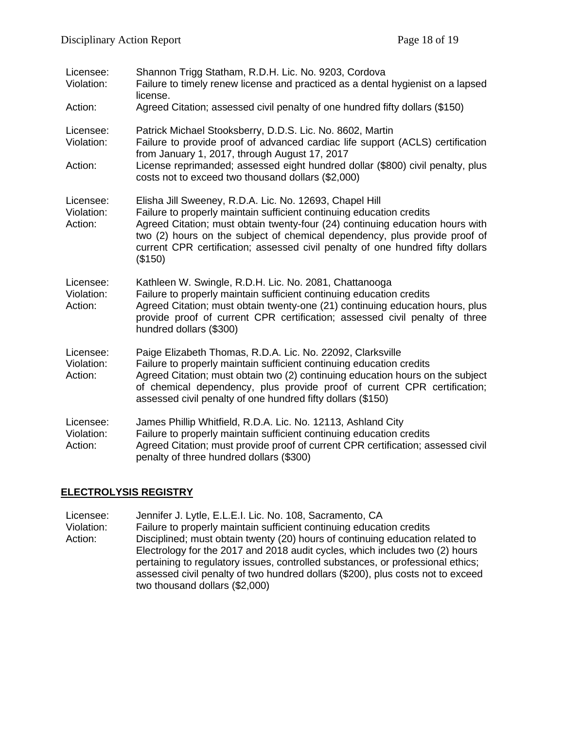Licensee: Shannon Trigg Statham, R.D.H. Lic. No. 9203, Cordova
Violation: Failure to timely renew license and practiced as a dental hygienist on a lapsed license.
Action: Agreed Citation; assessed civil penalty of one hundred fifty dollars ($150)

Licensee: Patrick Michael Stooksberry, D.D.S. Lic. No. 8602, Martin
Violation: Failure to provide proof of advanced cardiac life support (ACLS) certification from January 1, 2017, through August 17, 2017
Action: License reprimanded; assessed eight hundred dollar ($800) civil penalty, plus costs not to exceed two thousand dollars ($2,000)

Licensee: Elisha Jill Sweeney, R.D.A. Lic. No. 12693, Chapel Hill
Violation: Failure to properly maintain sufficient continuing education credits
Action: Agreed Citation; must obtain twenty-four (24) continuing education hours with two (2) hours on the subject of chemical dependency, plus provide proof of current CPR certification; assessed civil penalty of one hundred fifty dollars ($150)

Licensee: Kathleen W. Swingle, R.D.H. Lic. No. 2081, Chattanooga
Violation: Failure to properly maintain sufficient continuing education credits
Action: Agreed Citation; must obtain twenty-one (21) continuing education hours, plus provide proof of current CPR certification; assessed civil penalty of three hundred dollars ($300)

Licensee: Paige Elizabeth Thomas, R.D.A. Lic. No. 22092, Clarksville
Violation: Failure to properly maintain sufficient continuing education credits
Action: Agreed Citation; must obtain two (2) continuing education hours on the subject of chemical dependency, plus provide proof of current CPR certification; assessed civil penalty of one hundred fifty dollars ($150)

Licensee: James Phillip Whitfield, R.D.A. Lic. No. 12113, Ashland City
Violation: Failure to properly maintain sufficient continuing education credits
Action: Agreed Citation; must provide proof of current CPR certification; assessed civil penalty of three hundred dollars ($300)

## ELECTROLYSIS REGISTRY

Licensee: Jennifer J. Lytle, E.L.E.I. Lic. No. 108, Sacramento, CA
Violation: Failure to properly maintain sufficient continuing education credits
Action: Disciplined; must obtain twenty (20) hours of continuing education related to Electrology for the 2017 and 2018 audit cycles, which includes two (2) hours pertaining to regulatory issues, controlled substances, or professional ethics; assessed civil penalty of two hundred dollars ($200), plus costs not to exceed two thousand dollars ($2,000)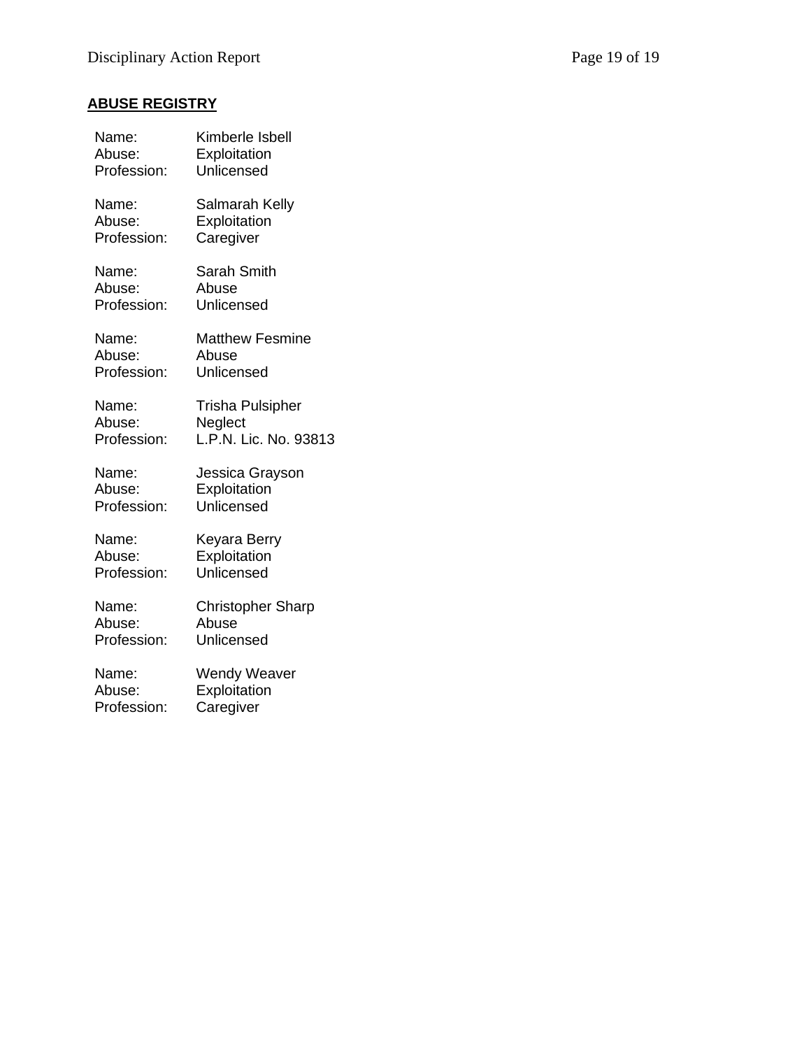## ABUSE REGISTRY

Name: Kimberle Isbell
Abuse: Exploitation
Profession: Unlicensed

Name: Salmarah Kelly
Abuse: Exploitation
Profession: Caregiver

Name: Sarah Smith
Abuse: Abuse
Profession: Unlicensed

Name: Matthew Fesmine
Abuse: Abuse
Profession: Unlicensed

Name: Trisha Pulsipher
Abuse: Neglect
Profession: L.P.N. Lic. No. 93813

Name: Jessica Grayson
Abuse: Exploitation
Profession: Unlicensed

Name: Keyara Berry
Abuse: Exploitation
Profession: Unlicensed

Name: Christopher Sharp
Abuse: Abuse
Profession: Unlicensed

Name: Wendy Weaver
Abuse: Exploitation
Profession: Caregiver